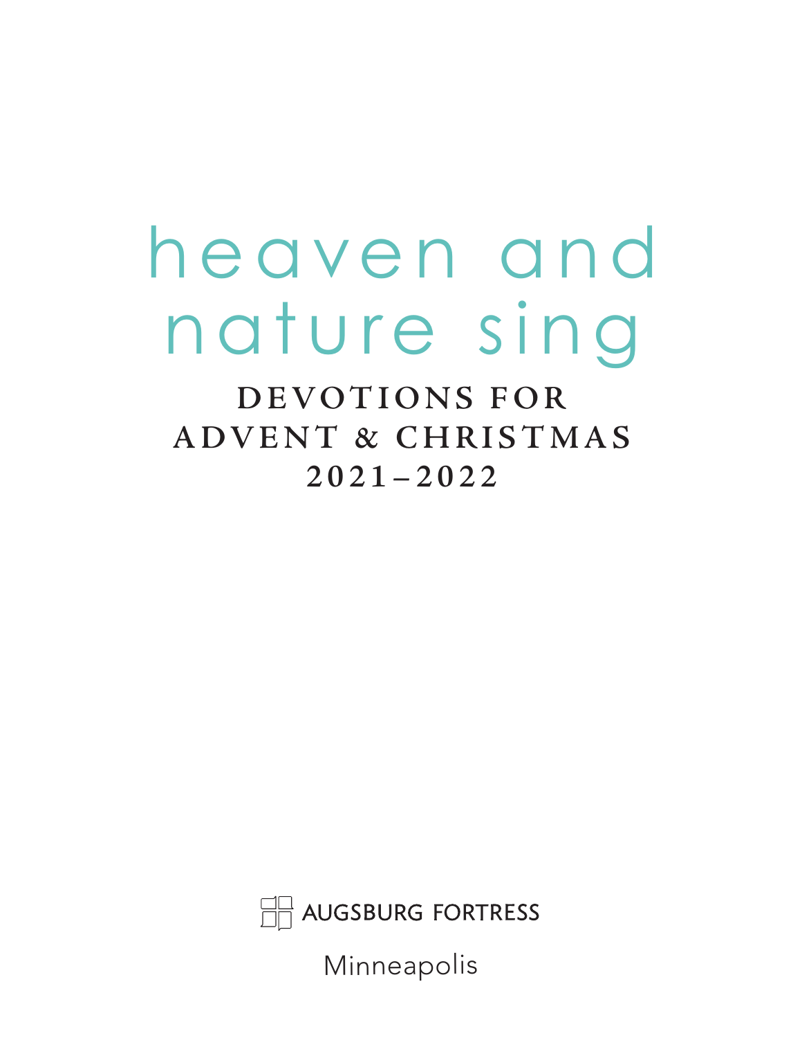# heaven and nature sing

## DEVOTIONS FOR ADVENT & CHRISTMAS 2021–2022

AUGSBURG FORTRESS

Minneapolis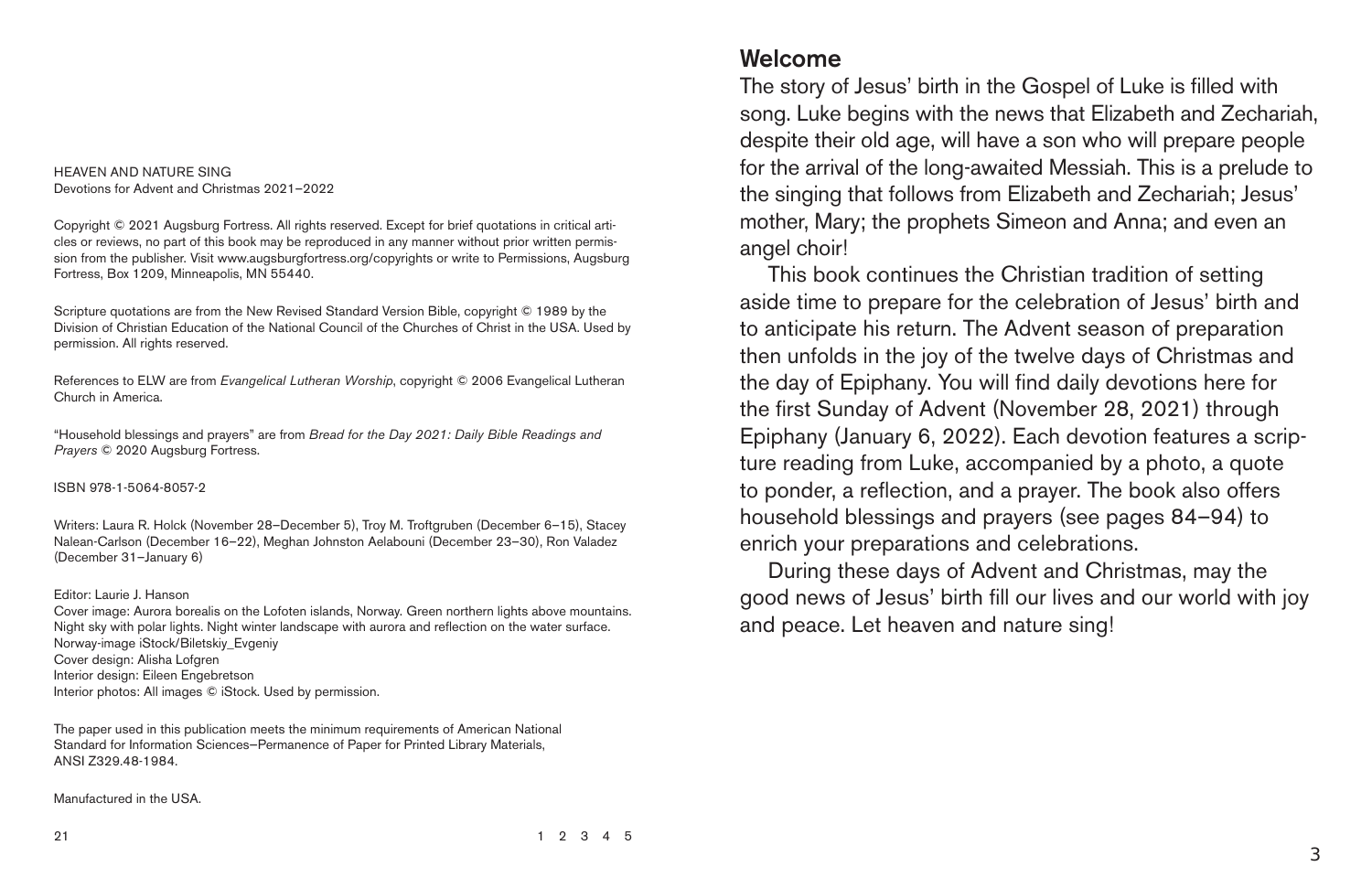HEAVEN AND NATURE SING
Devotions for Advent and Christmas 2021–2022

Copyright © 2021 Augsburg Fortress. All rights reserved. Except for brief quotations in critical articles or reviews, no part of this book may be reproduced in any manner without prior written permission from the publisher. Visit www.augsburgfortress.org/copyrights or write to Permissions, Augsburg Fortress, Box 1209, Minneapolis, MN 55440.

Scripture quotations are from the New Revised Standard Version Bible, copyright © 1989 by the Division of Christian Education of the National Council of the Churches of Christ in the USA. Used by permission. All rights reserved.

References to ELW are from *Evangelical Lutheran Worship*, copyright © 2006 Evangelical Lutheran Church in America.

"Household blessings and prayers" are from *Bread for the Day 2021: Daily Bible Readings and Prayers* © 2020 Augsburg Fortress.

ISBN 978-1-5064-8057-2

Writers: Laura R. Holck (November 28–December 5), Troy M. Troftgruben (December 6–15), Stacey Nalean-Carlson (December 16–22), Meghan Johnston Aelabouni (December 23–30), Ron Valadez (December 31–January 6)

Editor: Laurie J. Hanson
Cover image: Aurora borealis on the Lofoten islands, Norway. Green northern lights above mountains. Night sky with polar lights. Night winter landscape with aurora and reflection on the water surface. Norway-image iStock/Biletskiy_Evgeniy
Cover design: Alisha Lofgren
Interior design: Eileen Engebretson
Interior photos: All images © iStock. Used by permission.

The paper used in this publication meets the minimum requirements of American National Standard for Information Sciences—Permanence of Paper for Printed Library Materials, ANSI Z329.48-1984.

Manufactured in the USA.

21 &nbsp;&nbsp;&nbsp;&nbsp;&nbsp;&nbsp;&nbsp;&nbsp; 1 2 3 4 5

## Welcome

The story of Jesus' birth in the Gospel of Luke is filled with song. Luke begins with the news that Elizabeth and Zechariah, despite their old age, will have a son who will prepare people for the arrival of the long-awaited Messiah. This is a prelude to the singing that follows from Elizabeth and Zechariah; Jesus' mother, Mary; the prophets Simeon and Anna; and even an angel choir!

This book continues the Christian tradition of setting aside time to prepare for the celebration of Jesus' birth and to anticipate his return. The Advent season of preparation then unfolds in the joy of the twelve days of Christmas and the day of Epiphany. You will find daily devotions here for the first Sunday of Advent (November 28, 2021) through Epiphany (January 6, 2022). Each devotion features a scripture reading from Luke, accompanied by a photo, a quote to ponder, a reflection, and a prayer. The book also offers household blessings and prayers (see pages 84–94) to enrich your preparations and celebrations.

During these days of Advent and Christmas, may the good news of Jesus' birth fill our lives and our world with joy and peace. Let heaven and nature sing!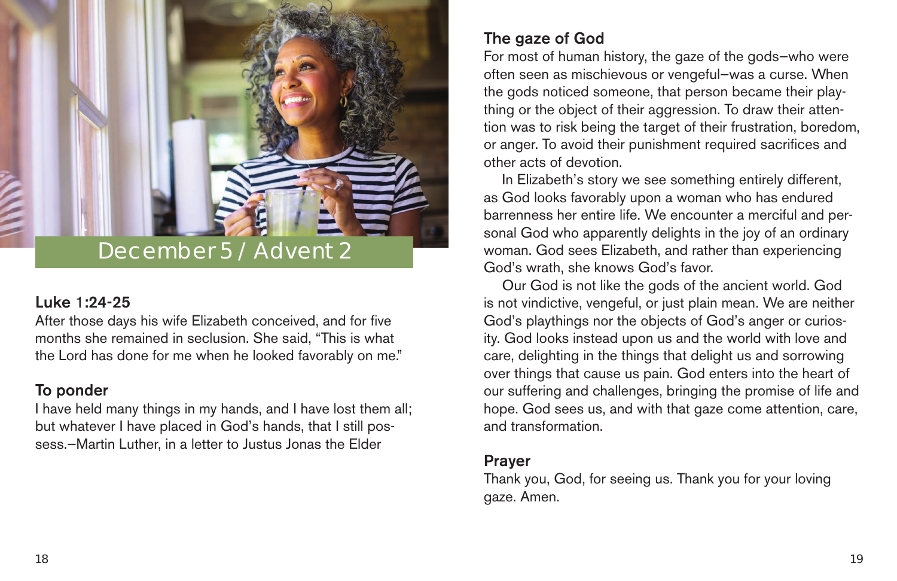## December 5 / Advent 2

### Luke 1:24-25

After those days his wife Elizabeth conceived, and for five months she remained in seclusion. She said, "This is what the Lord has done for me when he looked favorably on me."

### To ponder

I have held many things in my hands, and I have lost them all; but whatever I have placed in God's hands, that I still possess.—Martin Luther, in a letter to Justus Jonas the Elder

### The gaze of God

For most of human history, the gaze of the gods—who were often seen as mischievous or vengeful—was a curse. When the gods noticed someone, that person became their plaything or the object of their aggression. To draw their attention was to risk being the target of their frustration, boredom, or anger. To avoid their punishment required sacrifices and other acts of devotion.

In Elizabeth's story we see something entirely different, as God looks favorably upon a woman who has endured barrenness her entire life. We encounter a merciful and personal God who apparently delights in the joy of an ordinary woman. God sees Elizabeth, and rather than experiencing God's wrath, she knows God's favor.

Our God is not like the gods of the ancient world. God is not vindictive, vengeful, or just plain mean. We are neither God's playthings nor the objects of God's anger or curiosity. God looks instead upon us and the world with love and care, delighting in the things that delight us and sorrowing over things that cause us pain. God enters into the heart of our suffering and challenges, bringing the promise of life and hope. God sees us, and with that gaze come attention, care, and transformation.

### Prayer

Thank you, God, for seeing us. Thank you for your loving gaze. Amen.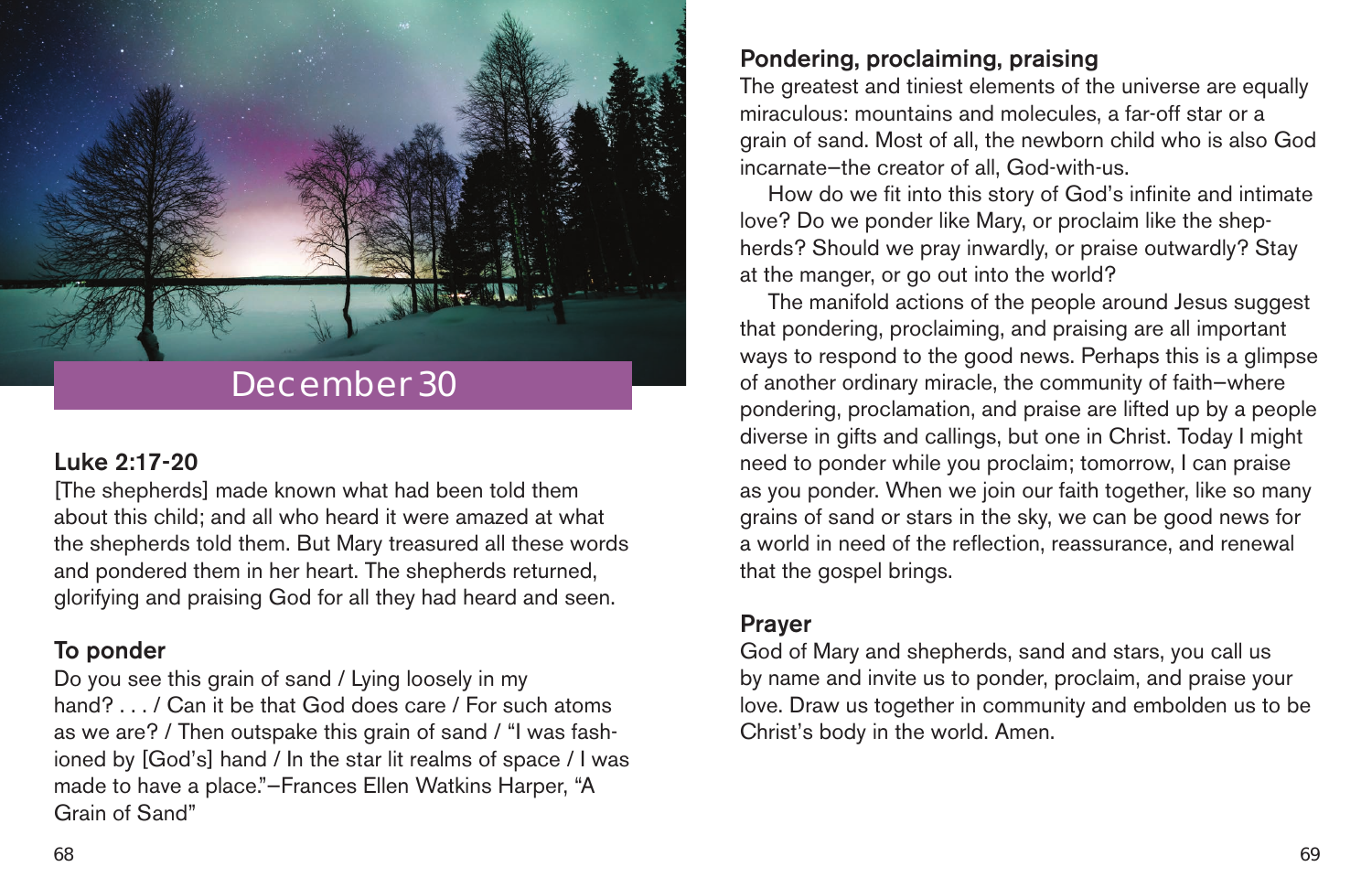# December 30

## Luke 2:17-20

[The shepherds] made known what had been told them about this child; and all who heard it were amazed at what the shepherds told them. But Mary treasured all these words and pondered them in her heart. The shepherds returned, glorifying and praising God for all they had heard and seen.

## To ponder

Do you see this grain of sand / Lying loosely in my hand? . . . / Can it be that God does care / For such atoms as we are? / Then outspake this grain of sand / "I was fashioned by [God's] hand / In the star lit realms of space / I was made to have a place."—Frances Ellen Watkins Harper, "A Grain of Sand"

## Pondering, proclaiming, praising

The greatest and tiniest elements of the universe are equally miraculous: mountains and molecules, a far-off star or a grain of sand. Most of all, the newborn child who is also God incarnate—the creator of all, God-with-us.

How do we fit into this story of God's infinite and intimate love? Do we ponder like Mary, or proclaim like the shepherds? Should we pray inwardly, or praise outwardly? Stay at the manger, or go out into the world?

The manifold actions of the people around Jesus suggest that pondering, proclaiming, and praising are all important ways to respond to the good news. Perhaps this is a glimpse of another ordinary miracle, the community of faith—where pondering, proclamation, and praise are lifted up by a people diverse in gifts and callings, but one in Christ. Today I might need to ponder while you proclaim; tomorrow, I can praise as you ponder. When we join our faith together, like so many grains of sand or stars in the sky, we can be good news for a world in need of the reflection, reassurance, and renewal that the gospel brings.

## Prayer

God of Mary and shepherds, sand and stars, you call us by name and invite us to ponder, proclaim, and praise your love. Draw us together in community and embolden us to be Christ's body in the world. Amen.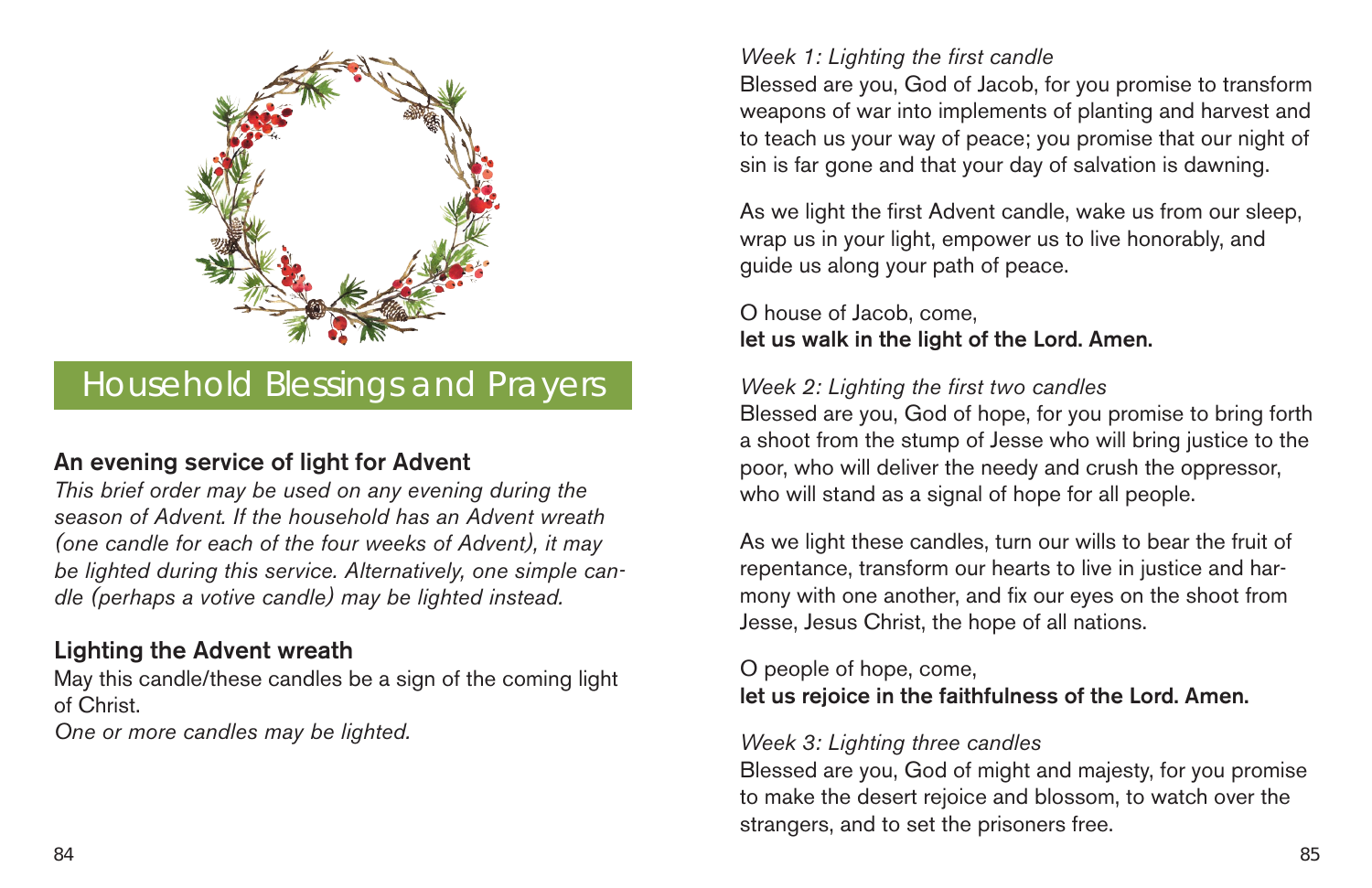# Household Blessings and Prayers

## An evening service of light for Advent

*This brief order may be used on any evening during the season of Advent. If the household has an Advent wreath (one candle for each of the four weeks of Advent), it may be lighted during this service. Alternatively, one simple candle (perhaps a votive candle) may be lighted instead.*

### Lighting the Advent wreath

May this candle/these candles be a sign of the coming light of Christ.

*One or more candles may be lighted.*

*Week 1: Lighting the first candle*

Blessed are you, God of Jacob, for you promise to transform weapons of war into implements of planting and harvest and to teach us your way of peace; you promise that our night of sin is far gone and that your day of salvation is dawning.

As we light the first Advent candle, wake us from our sleep, wrap us in your light, empower us to live honorably, and guide us along your path of peace.

O house of Jacob, come,
**let us walk in the light of the Lord. Amen.**

*Week 2: Lighting the first two candles*

Blessed are you, God of hope, for you promise to bring forth a shoot from the stump of Jesse who will bring justice to the poor, who will deliver the needy and crush the oppressor, who will stand as a signal of hope for all people.

As we light these candles, turn our wills to bear the fruit of repentance, transform our hearts to live in justice and harmony with one another, and fix our eyes on the shoot from Jesse, Jesus Christ, the hope of all nations.

O people of hope, come,
**let us rejoice in the faithfulness of the Lord. Amen.**

*Week 3: Lighting three candles*

Blessed are you, God of might and majesty, for you promise to make the desert rejoice and blossom, to watch over the strangers, and to set the prisoners free.